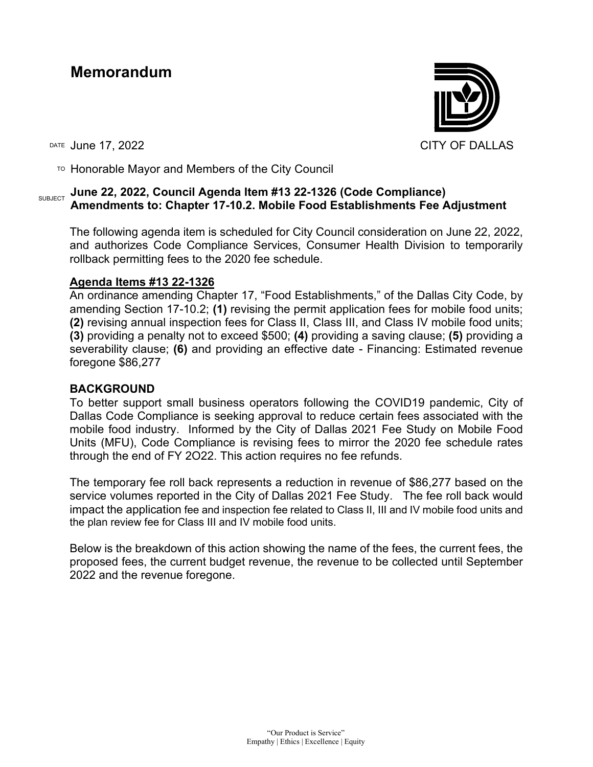# Memorandum

CITY OF DALLAS

DATE June 17, 2022

TO Honorable Mayor and Members of the City Council

SUBJECT **June 22, 2022, Council Agenda Item #13 22-1326 (Code Compliance) Amendments to: Chapter 17-10.2. Mobile Food Establishments Fee Adjustment**

The following agenda item is scheduled for City Council consideration on June 22, 2022, and authorizes Code Compliance Services, Consumer Health Division to temporarily rollback permitting fees to the 2020 fee schedule.

**Agenda Items #13 22-1326**

An ordinance amending Chapter 17, "Food Establishments," of the Dallas City Code, by amending Section 17-10.2; **(1)** revising the permit application fees for mobile food units; **(2)** revising annual inspection fees for Class II, Class III, and Class IV mobile food units; **(3)** providing a penalty not to exceed $500; **(4)** providing a saving clause; **(5)** providing a severability clause; **(6)** and providing an effective date - Financing: Estimated revenue foregone $86,277

**BACKGROUND**

To better support small business operators following the COVID19 pandemic, City of Dallas Code Compliance is seeking approval to reduce certain fees associated with the mobile food industry. Informed by the City of Dallas 2021 Fee Study on Mobile Food Units (MFU), Code Compliance is revising fees to mirror the 2020 fee schedule rates through the end of FY 2O22. This action requires no fee refunds.

The temporary fee roll back represents a reduction in revenue of $86,277 based on the service volumes reported in the City of Dallas 2021 Fee Study. The fee roll back would impact the application fee and inspection fee related to Class II, III and IV mobile food units and the plan review fee for Class III and IV mobile food units.

Below is the breakdown of this action showing the name of the fees, the current fees, the proposed fees, the current budget revenue, the revenue to be collected until September 2022 and the revenue foregone.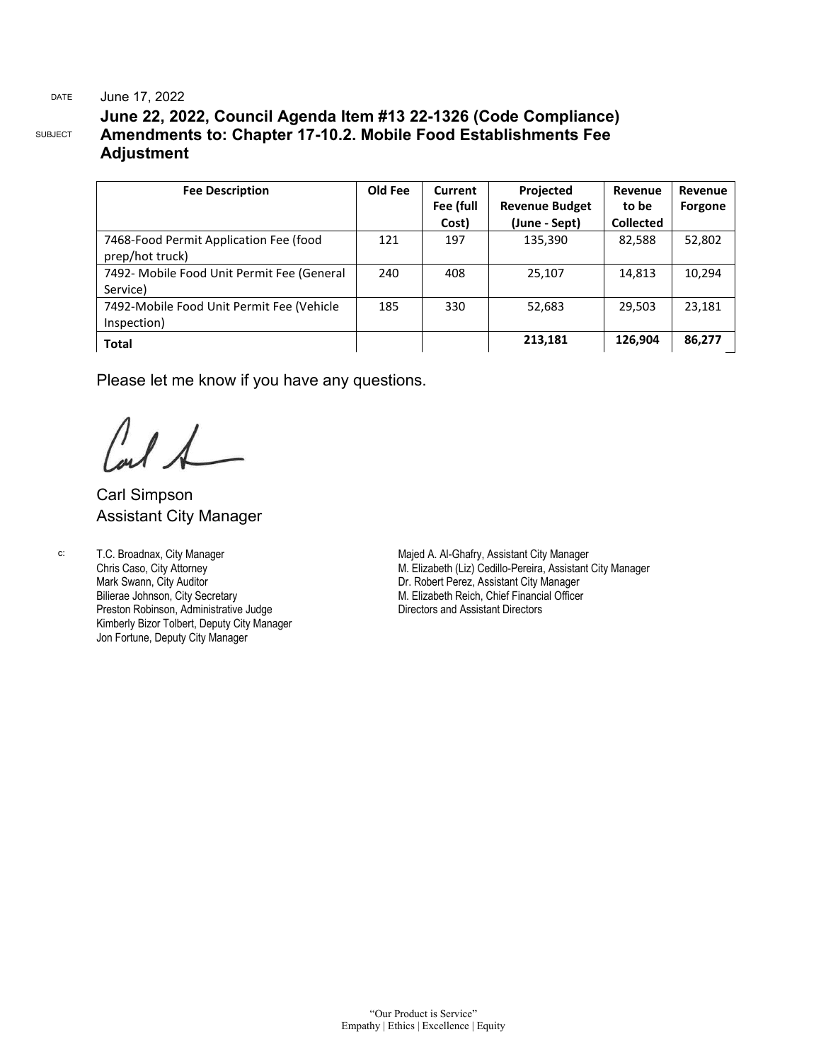DATE June 17, 2022

SUBJECT **June 22, 2022, Council Agenda Item #13 22-1326 (Code Compliance) Amendments to: Chapter 17-10.2. Mobile Food Establishments Fee Adjustment**

| Fee Description | Old Fee | Current Fee (full Cost) | Projected Revenue Budget (June - Sept) | Revenue to be Collected | Revenue Forgone |
|---|---|---|---|---|---|
| 7468-Food Permit Application Fee (food prep/hot truck) | 121 | 197 | 135,390 | 82,588 | 52,802 |
| 7492- Mobile Food Unit Permit Fee (General Service) | 240 | 408 | 25,107 | 14,813 | 10,294 |
| 7492-Mobile Food Unit Permit Fee (Vehicle Inspection) | 185 | 330 | 52,683 | 29,503 | 23,181 |
| **Total** | | | **213,181** | **126,904** | **86,277** |

Please let me know if you have any questions.

Carl Simpson
Assistant City Manager

c: T.C. Broadnax, City Manager
Chris Caso, City Attorney
Mark Swann, City Auditor
Bilierae Johnson, City Secretary
Preston Robinson, Administrative Judge
Kimberly Bizor Tolbert, Deputy City Manager
Jon Fortune, Deputy City Manager
Majed A. Al-Ghafry, Assistant City Manager
M. Elizabeth (Liz) Cedillo-Pereira, Assistant City Manager
Dr. Robert Perez, Assistant City Manager
M. Elizabeth Reich, Chief Financial Officer
Directors and Assistant Directors

"Our Product is Service"
Empathy | Ethics | Excellence | Equity